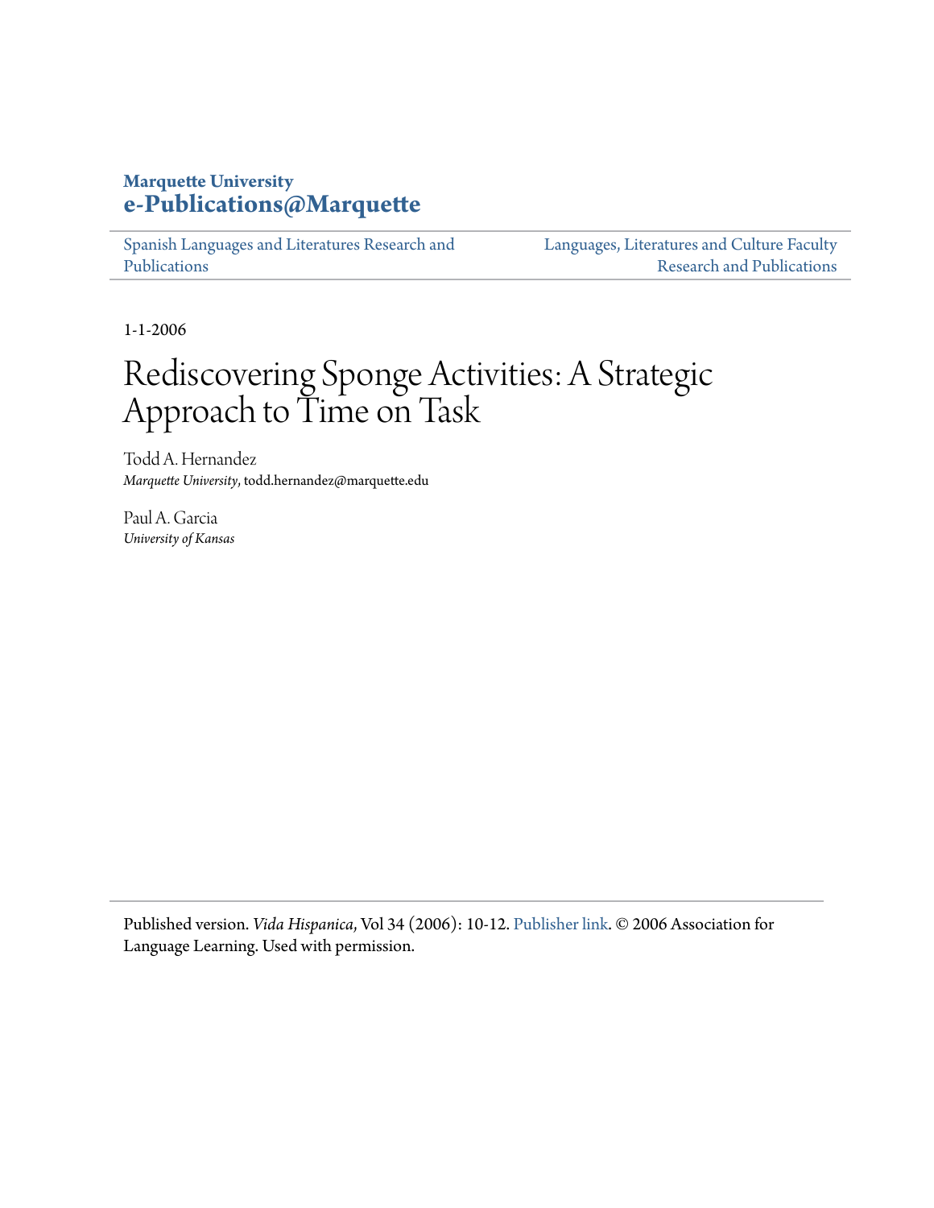**Marquette University**
**e-Publications@Marquette**

Spanish Languages and Literatures Research and Publications

Languages, Literatures and Culture Faculty Research and Publications

1-1-2006

# Rediscovering Sponge Activities: A Strategic Approach to Time on Task

Todd A. Hernandez
*Marquette University*, todd.hernandez@marquette.edu

Paul A. Garcia
*University of Kansas*

Published version. *Vida Hispanica*, Vol 34 (2006): 10-12. Publisher link. © 2006 Association for Language Learning. Used with permission.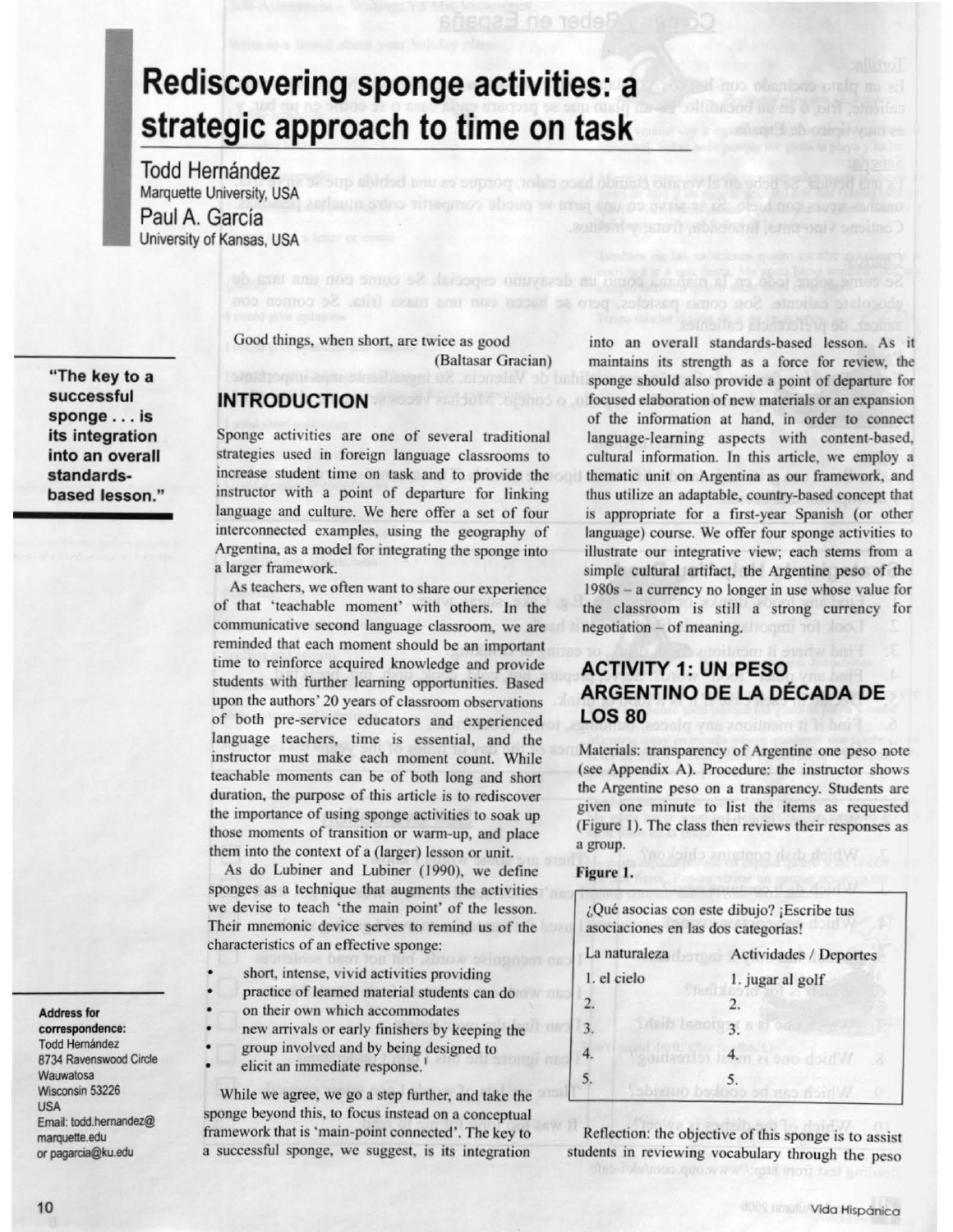# Rediscovering sponge activities: a strategic approach to time on task

Todd Hernández
Marquette University, USA

Paul A. García
University of Kansas, USA

> "The key to a successful sponge . . . is its integration into an overall standards-based lesson."

Good things, when short, are twice as good
(Baltasar Gracian)

## INTRODUCTION

Sponge activities are one of several traditional strategies used in foreign language classrooms to increase student time on task and to provide the instructor with a point of departure for linking language and culture. We here offer a set of four interconnected examples, using the geography of Argentina, as a model for integrating the sponge into a larger framework.

As teachers, we often want to share our experience of that 'teachable moment' with others. In the communicative second language classroom, we are reminded that each moment should be an important time to reinforce acquired knowledge and provide students with further learning opportunities. Based upon the authors' 20 years of classroom observations of both pre-service educators and experienced language teachers, time is essential, and the instructor must make each moment count. While teachable moments can be of both long and short duration, the purpose of this article is to rediscover the importance of using sponge activities to soak up those moments of transition or warm-up, and place them into the context of a (larger) lesson or unit.

As do Lubiner and Lubiner (1990), we define sponges as a technique that augments the activities we devise to teach 'the main point' of the lesson. Their mnemonic device serves to remind us of the characteristics of an effective sponge:

- short, intense, vivid activities providing
- practice of learned material students can do
- on their own which accommodates
- new arrivals or early finishers by keeping the
- group involved and by being designed to
- elicit an immediate response.

While we agree, we go a step further, and take the sponge beyond this, to focus instead on a conceptual framework that is 'main-point connected'. The key to a successful sponge, we suggest, is its integration into an overall standards-based lesson. As it maintains its strength as a force for review, the sponge should also provide a point of departure for focused elaboration of new materials or an expansion of the information at hand, in order to connect language-learning aspects with content-based, cultural information. In this article, we employ a thematic unit on Argentina as our framework, and thus utilize an adaptable, country-based concept that is appropriate for a first-year Spanish (or other language) course. We offer four sponge activities to illustrate our integrative view; each stems from a simple cultural artifact, the Argentine peso of the 1980s – a currency no longer in use whose value for the classroom is still a strong currency for negotiation – of meaning.

## ACTIVITY 1: UN PESO ARGENTINO DE LA DÉCADA DE LOS 80

Materials: transparency of Argentine one peso note (see Appendix A). Procedure: the instructor shows the Argentine peso on a transparency. Students are given one minute to list the items as requested (Figure 1). The class then reviews their responses as a group.

**Figure 1.**

¿Qué asocias con este dibujo? ¡Escribe tus asociaciones en las dos categorías!

| La naturaleza | Actividades / Deportes |
| --- | --- |
| 1. el cielo | 1. jugar al golf |
| 2. | 2. |
| 3. | 3. |
| 4. | 4. |
| 5. | 5. |

Reflection: the objective of this sponge is to assist students in reviewing vocabulary through the peso

**Address for correspondence:**
Todd Hernández
8734 Ravenswood Circle
Wauwatosa
Wisconsin 53226
USA
Email: todd.hernandez@marquette.edu
or pagarcia@ku.edu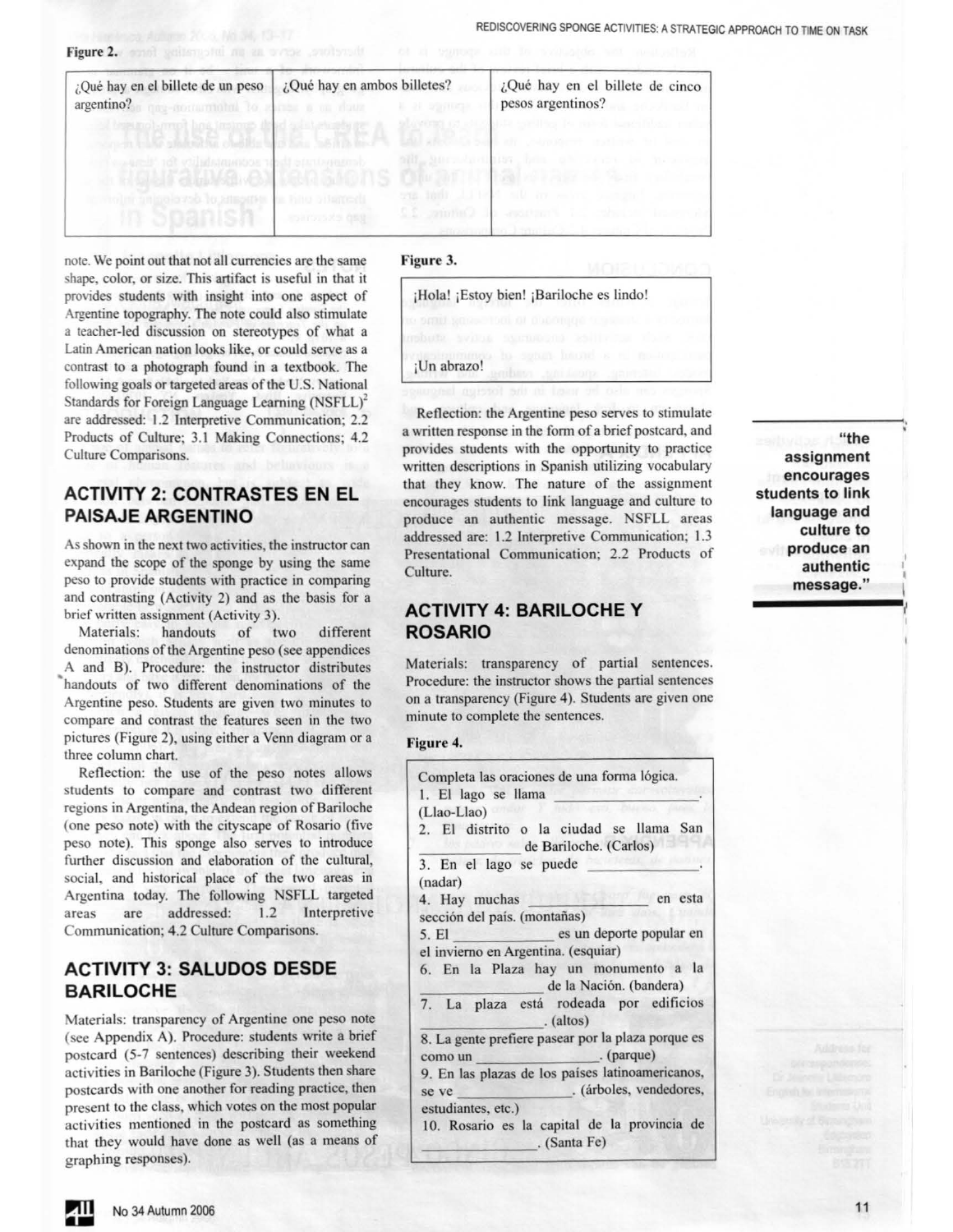**Figure 2.**

| ¿Qué hay en el billete de un peso argentino? | ¿Qué hay en ambos billetes? | ¿Qué hay en el billete de cinco pesos argentinos? |
|---|---|---|
| | | |

note. We point out that not all currencies are the same shape, color, or size. This artifact is useful in that it provides students with insight into one aspect of Argentine topography. The note could also stimulate a teacher-led discussion on stereotypes of what a Latin American nation looks like, or could serve as a contrast to a photograph found in a textbook. The following goals or targeted areas of the U.S. National Standards for Foreign Language Learning (NSFLL)[2] are addressed: 1.2 Interpretive Communication; 2.2 Products of Culture; 3.1 Making Connections; 4.2 Culture Comparisons.

## ACTIVITY 2: CONTRASTES EN EL PAISAJE ARGENTINO

As shown in the next two activities, the instructor can expand the scope of the sponge by using the same peso to provide students with practice in comparing and contrasting (Activity 2) and as the basis for a brief written assignment (Activity 3).

Materials: handouts of two different denominations of the Argentine peso (see appendices A and B). Procedure: the instructor distributes handouts of two different denominations of the Argentine peso. Students are given two minutes to compare and contrast the features seen in the two pictures (Figure 2), using either a Venn diagram or a three column chart.

Reflection: the use of the peso notes allows students to compare and contrast two different regions in Argentina, the Andean region of Bariloche (one peso note) with the cityscape of Rosario (five peso note). This sponge also serves to introduce further discussion and elaboration of the cultural, social, and historical place of the two areas in Argentina today. The following NSFLL targeted areas are addressed: 1.2 Interpretive Communication; 4.2 Culture Comparisons.

## ACTIVITY 3: SALUDOS DESDE BARILOCHE

Materials: transparency of Argentine one peso note (see Appendix A). Procedure: students write a brief postcard (5-7 sentences) describing their weekend activities in Bariloche (Figure 3). Students then share postcards with one another for reading practice, then present to the class, which votes on the most popular activities mentioned in the postcard as something that they would have done as well (as a means of graphing responses).

**Figure 3.**

> ¡Hola! ¡Estoy bien! ¡Bariloche es lindo!
>
> ¡Un abrazo!

Reflection: the Argentine peso serves to stimulate a written response in the form of a brief postcard, and provides students with the opportunity to practice written descriptions in Spanish utilizing vocabulary that they know. The nature of the assignment encourages students to link language and culture to produce an authentic message. NSFLL areas addressed are: 1.2 Interpretive Communication; 1.3 Presentational Communication; 2.2 Products of Culture.

> **"the assignment encourages students to link language and culture to produce an authentic message."**

## ACTIVITY 4: BARILOCHE Y ROSARIO

Materials: transparency of partial sentences. Procedure: the instructor shows the partial sentences on a transparency (Figure 4). Students are given one minute to complete the sentences.

**Figure 4.**

Completa las oraciones de una forma lógica.

1. El lago se llama \_\_\_\_\_\_\_\_\_\_\_\_\_\_. (Llao-Llao)
2. El distrito o la ciudad se llama San \_\_\_\_\_\_\_\_\_\_ de Bariloche. (Carlos)
3. En el lago se puede \_\_\_\_\_\_\_\_\_\_\_. (nadar)
4. Hay muchas \_\_\_\_\_\_\_\_\_\_\_\_\_ en esta sección del país. (montañas)
5. El \_\_\_\_\_\_\_\_\_\_\_\_\_ es un deporte popular en el invierno en Argentina. (esquiar)
6. En la Plaza hay un monumento a la \_\_\_\_\_\_\_\_\_\_\_\_\_ de la Nación. (bandera)
7. La plaza está rodeada por edificios \_\_\_\_\_\_\_\_\_\_\_\_\_. (altos)
8. La gente prefiere pasear por la plaza porque es como un \_\_\_\_\_\_\_\_\_\_\_\_\_. (parque)
9. En las plazas de los países latinoamericanos, se ve \_\_\_\_\_\_\_\_\_\_\_\_\_. (árboles, vendedores, estudiantes, etc.)
10. Rosario es la capital de la provincia de \_\_\_\_\_\_\_\_\_\_\_\_\_. (Santa Fe)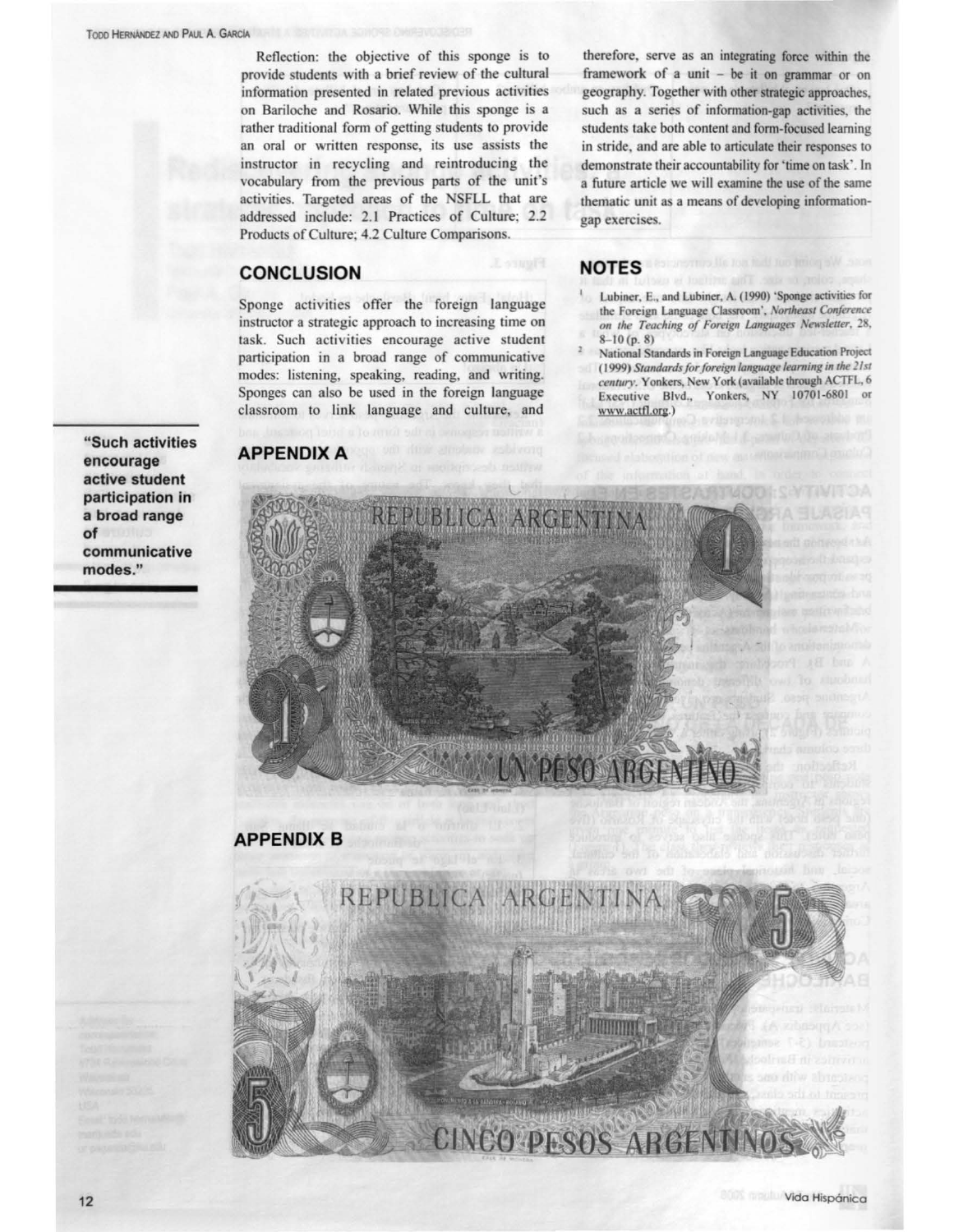Reflection: the objective of this sponge is to provide students with a brief review of the cultural information presented in related previous activities on Bariloche and Rosario. While this sponge is a rather traditional form of getting students to provide an oral or written response, its use assists the instructor in recycling and reintroducing the vocabulary from the previous parts of the unit's activities. Targeted areas of the NSFLL that are addressed include: 2.1 Practices of Culture; 2.2 Products of Culture; 4.2 Culture Comparisons.

## CONCLUSION

Sponge activities offer the foreign language instructor a strategic approach to increasing time on task. Such activities encourage active student participation in a broad range of communicative modes: listening, speaking, reading, and writing. Sponges can also be used in the foreign language classroom to link language and culture, and therefore, serve as an integrating force within the framework of a unit – be it on grammar or on geography. Together with other strategic approaches, such as a series of information-gap activities, the students take both content and form-focused learning in stride, and are able to articulate their responses to demonstrate their accountability for 'time on task'. In a future article we will examine the use of the same thematic unit as a means of developing information-gap exercises.

**"Such activities encourage active student participation in a broad range of communicative modes."**

## APPENDIX A

REPUBLICA ARGENTINA

UN PESO ARGENTINO

## APPENDIX B

REPUBLICA ARGENTINA

CINCO PESOS ARGENTINOS

## NOTES

[1] Lubiner, E., and Lubiner, A. (1990) 'Sponge activities for the Foreign Language Classroom', *Northeast Conference on the Teaching of Foreign Languages Newsletter*, 28, 8–10 (p. 8)

[2] National Standards in Foreign Language Education Project (1999) *Standards for foreign language learning in the 21st century*. Yonkers, New York (available through ACTFL, 6 Executive Blvd., Yonkers, NY 10701-6801 or www.actfl.org.)